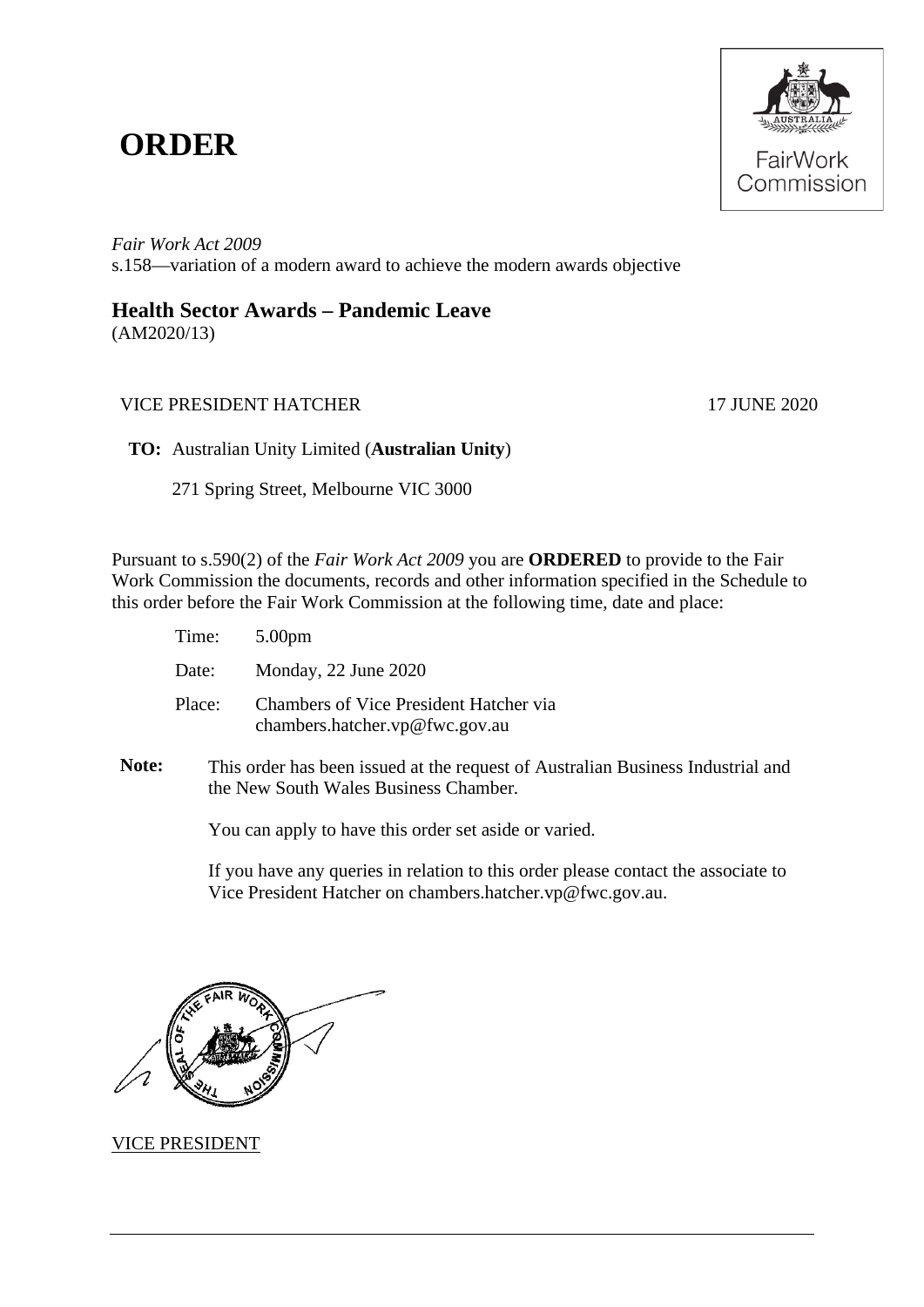# ORDER

*Fair Work Act 2009*
s.158—variation of a modern award to achieve the modern awards objective

## Health Sector Awards – Pandemic Leave

(AM2020/13)

VICE PRESIDENT HATCHER 17 JUNE 2020

**TO:** Australian Unity Limited (**Australian Unity**)

271 Spring Street, Melbourne VIC 3000

Pursuant to s.590(2) of the *Fair Work Act 2009* you are **ORDERED** to provide to the Fair Work Commission the documents, records and other information specified in the Schedule to this order before the Fair Work Commission at the following time, date and place:

Time: 5.00pm

Date: Monday, 22 June 2020

Place: Chambers of Vice President Hatcher via chambers.hatcher.vp@fwc.gov.au

**Note:** This order has been issued at the request of Australian Business Industrial and the New South Wales Business Chamber.

You can apply to have this order set aside or varied.

If you have any queries in relation to this order please contact the associate to Vice President Hatcher on chambers.hatcher.vp@fwc.gov.au.

VICE PRESIDENT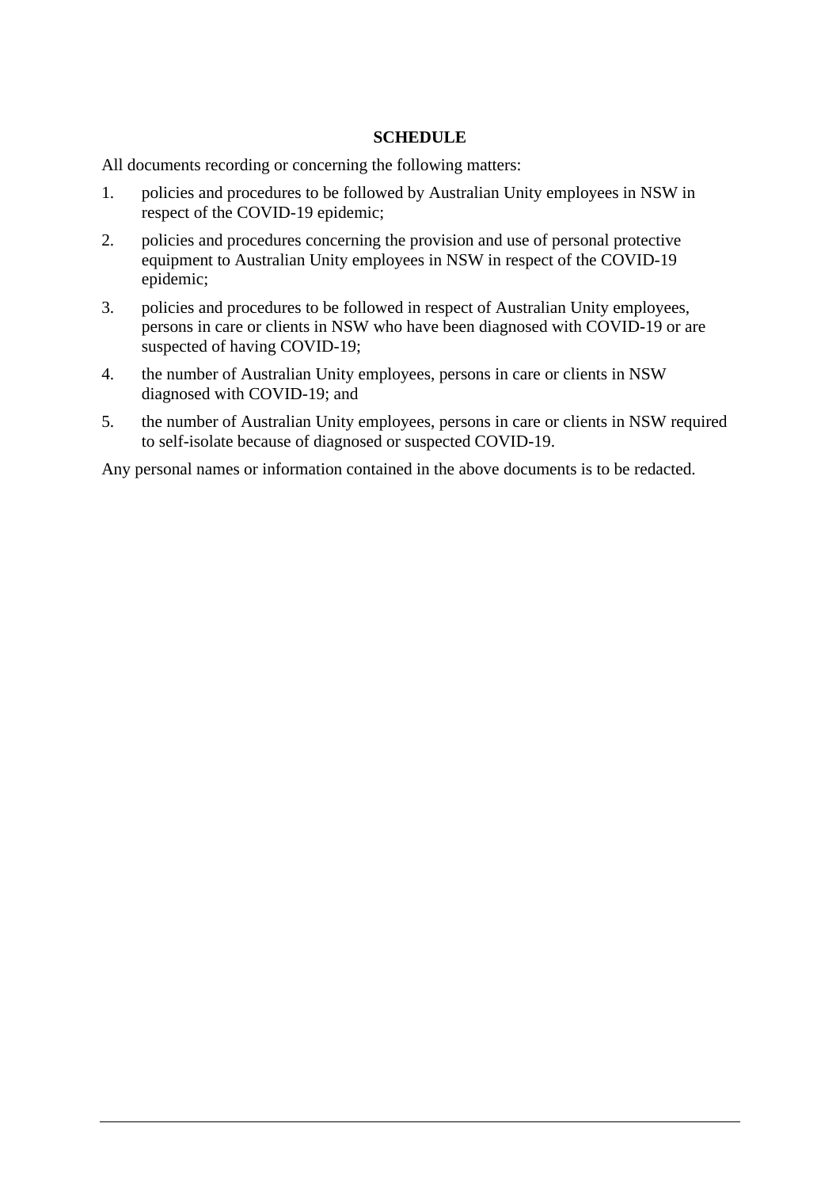**SCHEDULE**

All documents recording or concerning the following matters:

1. policies and procedures to be followed by Australian Unity employees in NSW in respect of the COVID-19 epidemic;
2. policies and procedures concerning the provision and use of personal protective equipment to Australian Unity employees in NSW in respect of the COVID-19 epidemic;
3. policies and procedures to be followed in respect of Australian Unity employees, persons in care or clients in NSW who have been diagnosed with COVID-19 or are suspected of having COVID-19;
4. the number of Australian Unity employees, persons in care or clients in NSW diagnosed with COVID-19; and
5. the number of Australian Unity employees, persons in care or clients in NSW required to self-isolate because of diagnosed or suspected COVID-19.

Any personal names or information contained in the above documents is to be redacted.